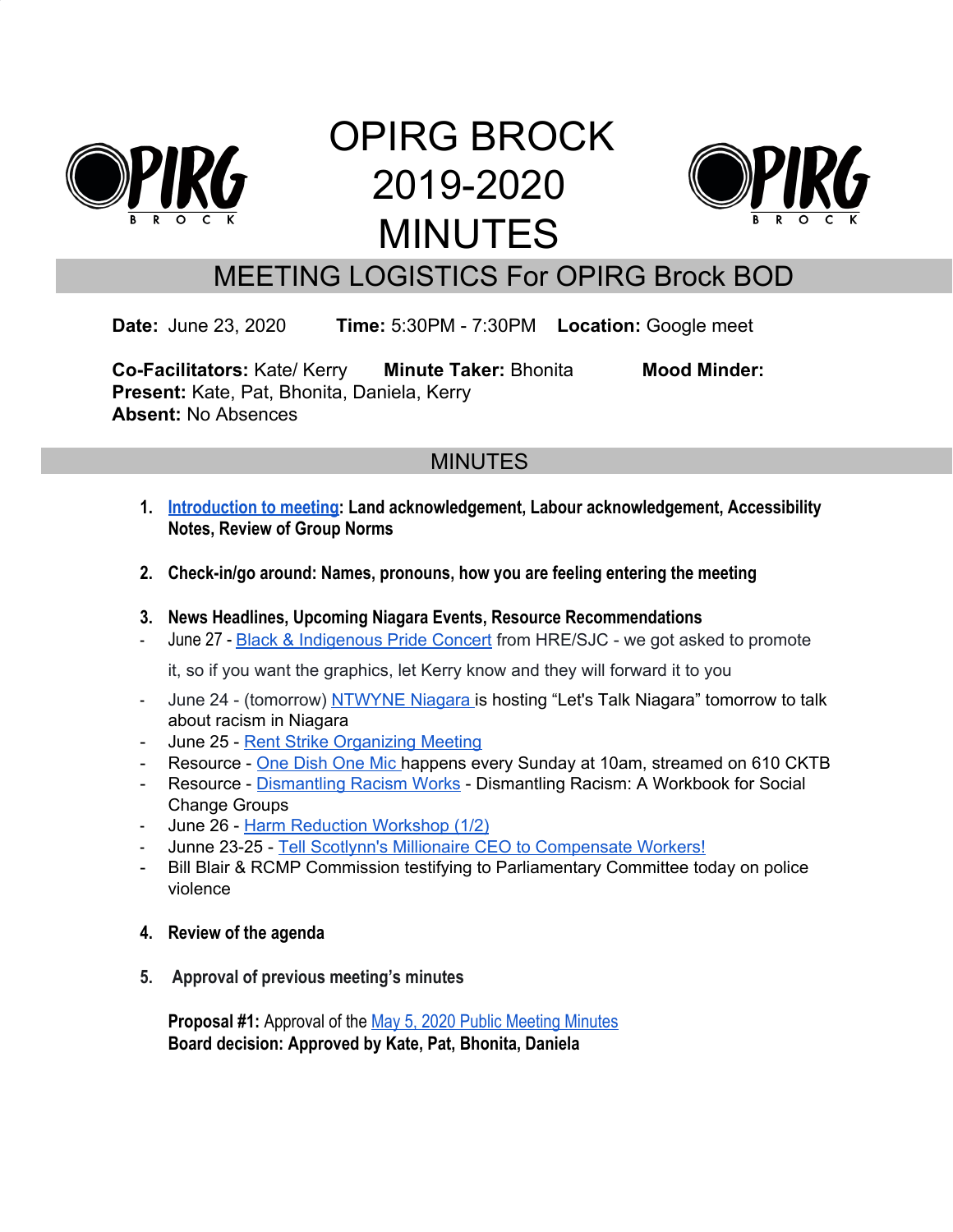# OPIRG BROCK 2019-2020 MINUTES

## MEETING LOGISTICS For OPIRG Brock BOD

**Date:** June 23, 2020 **Time:** 5:30PM - 7:30PM **Location:** Google meet

**Co-Facilitators:** Kate/ Kerry **Minute Taker:** Bhonita **Mood Minder:**
**Present:** Kate, Pat, Bhonita, Daniela, Kerry
**Absent:** No Absences

## MINUTES

1. **Introduction to meeting: Land acknowledgement, Labour acknowledgement, Accessibility Notes, Review of Group Norms**

2. **Check-in/go around: Names, pronouns, how you are feeling entering the meeting**

3. **News Headlines, Upcoming Niagara Events, Resource Recommendations**
   - June 27 - Black & Indigenous Pride Concert from HRE/SJC - we got asked to promote it, so if you want the graphics, let Kerry know and they will forward it to you
   - June 24 - (tomorrow) NTWYNE Niagara is hosting "Let's Talk Niagara" tomorrow to talk about racism in Niagara
   - June 25 - Rent Strike Organizing Meeting
   - Resource - One Dish One Mic happens every Sunday at 10am, streamed on 610 CKTB
   - Resource - Dismantling Racism Works - Dismantling Racism: A Workbook for Social Change Groups
   - June 26 - Harm Reduction Workshop (1/2)
   - Junne 23-25 - Tell Scotlynn's Millionaire CEO to Compensate Workers!
   - Bill Blair & RCMP Commission testifying to Parliamentary Committee today on police violence

4. **Review of the agenda**

5. **Approval of previous meeting's minutes**

   **Proposal #1:** Approval of the May 5, 2020 Public Meeting Minutes
   **Board decision: Approved by Kate, Pat, Bhonita, Daniela**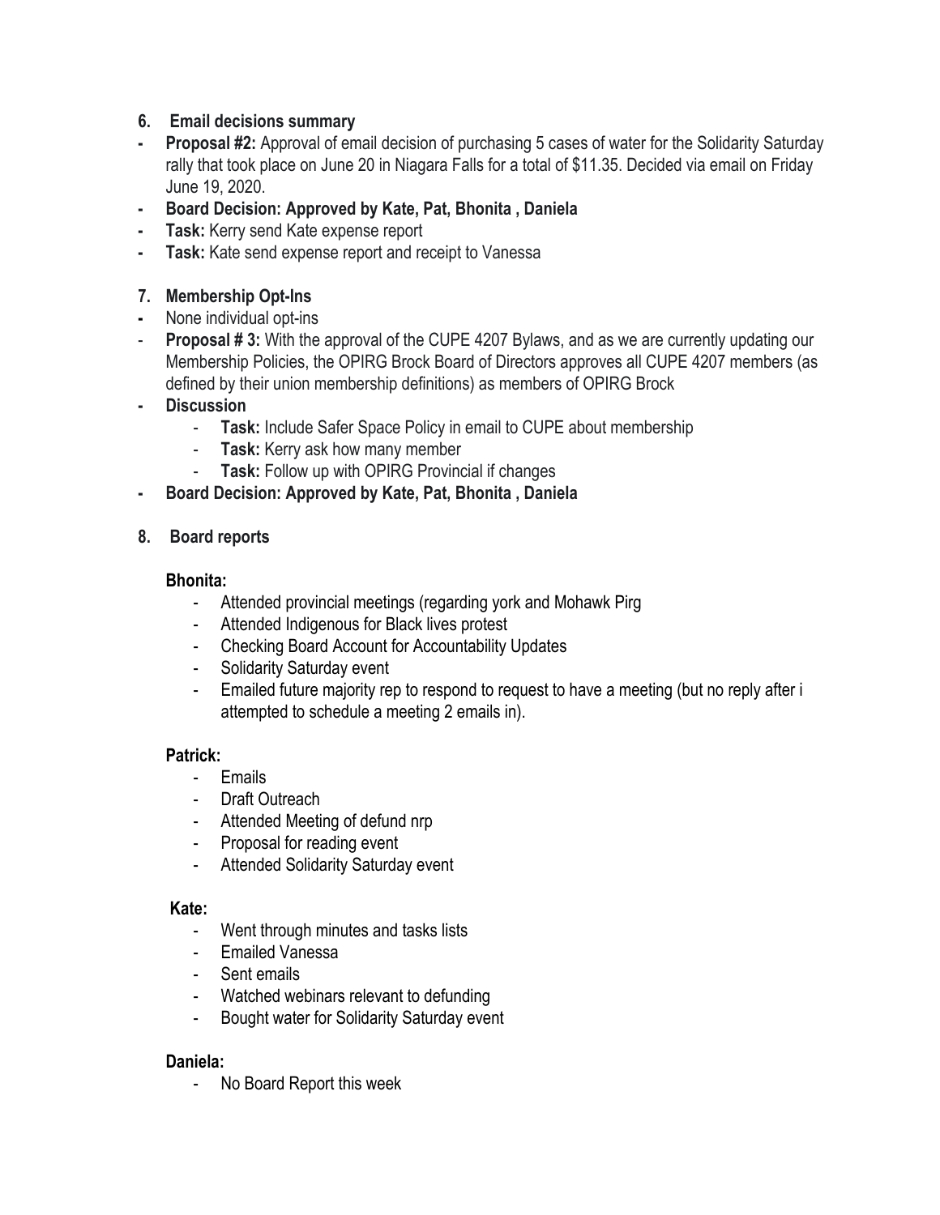## 6. Email decisions summary

- **Proposal #2:** Approval of email decision of purchasing 5 cases of water for the Solidarity Saturday rally that took place on June 20 in Niagara Falls for a total of $11.35. Decided via email on Friday June 19, 2020.
- **Board Decision: Approved by Kate, Pat, Bhonita , Daniela**
- **Task:** Kerry send Kate expense report
- **Task:** Kate send expense report and receipt to Vanessa

## 7. Membership Opt-Ins

- None individual opt-ins
- **Proposal # 3:** With the approval of the CUPE 4207 Bylaws, and as we are currently updating our Membership Policies, the OPIRG Brock Board of Directors approves all CUPE 4207 members (as defined by their union membership definitions) as members of OPIRG Brock
- **Discussion**
    - **Task:** Include Safer Space Policy in email to CUPE about membership
    - **Task:** Kerry ask how many member
    - **Task:** Follow up with OPIRG Provincial if changes
- **Board Decision: Approved by Kate, Pat, Bhonita , Daniela**

## 8. Board reports

**Bhonita:**

- Attended provincial meetings (regarding york and Mohawk Pirg
- Attended Indigenous for Black lives protest
- Checking Board Account for Accountability Updates
- Solidarity Saturday event
- Emailed future majority rep to respond to request to have a meeting (but no reply after i attempted to schedule a meeting 2 emails in).

**Patrick:**

- Emails
- Draft Outreach
- Attended Meeting of defund nrp
- Proposal for reading event
- Attended Solidarity Saturday event

**Kate:**

- Went through minutes and tasks lists
- Emailed Vanessa
- Sent emails
- Watched webinars relevant to defunding
- Bought water for Solidarity Saturday event

**Daniela:**

- No Board Report this week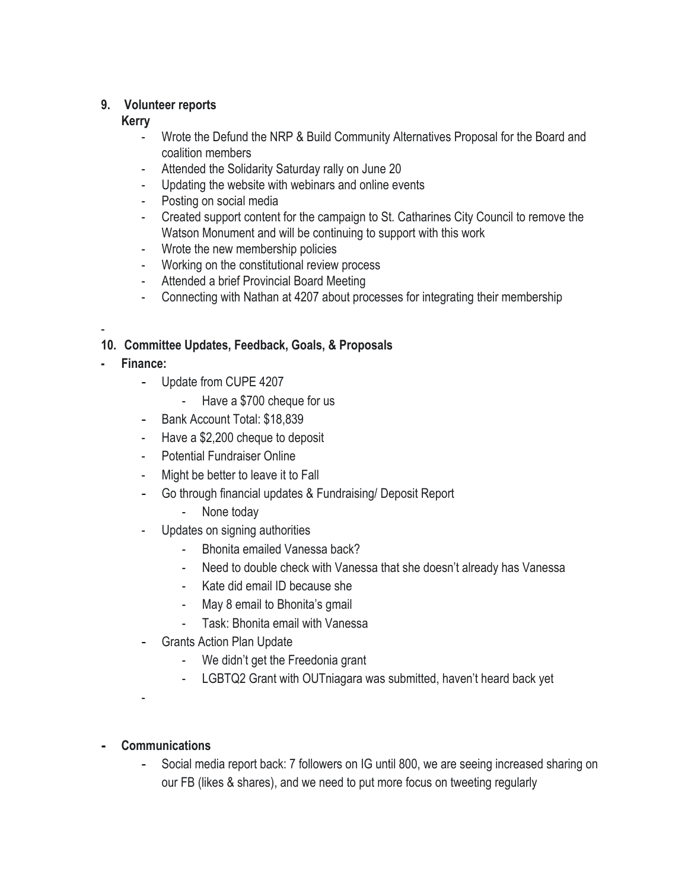**9. Volunteer reports**

**Kerry**

- Wrote the Defund the NRP & Build Community Alternatives Proposal for the Board and coalition members
- Attended the Solidarity Saturday rally on June 20
- Updating the website with webinars and online events
- Posting on social media
- Created support content for the campaign to St. Catharines City Council to remove the Watson Monument and will be continuing to support with this work
- Wrote the new membership policies
- Working on the constitutional review process
- Attended a brief Provincial Board Meeting
- Connecting with Nathan at 4207 about processes for integrating their membership

-

**10. Committee Updates, Feedback, Goals, & Proposals**

- **Finance:**
    - Update from CUPE 4207
        - Have a $700 cheque for us
    - Bank Account Total: $18,839
    - Have a $2,200 cheque to deposit
    - Potential Fundraiser Online
    - Might be better to leave it to Fall
    - Go through financial updates & Fundraising/ Deposit Report
        - None today
    - Updates on signing authorities
        - Bhonita emailed Vanessa back?
        - Need to double check with Vanessa that she doesn't already has Vanessa
        - Kate did email ID because she
        - May 8 email to Bhonita's gmail
        - Task: Bhonita email with Vanessa
    - Grants Action Plan Update
        - We didn't get the Freedonia grant
        - LGBTQ2 Grant with OUTniagara was submitted, haven't heard back yet
    -

- **Communications**
    - Social media report back: 7 followers on IG until 800, we are seeing increased sharing on our FB (likes & shares), and we need to put more focus on tweeting regularly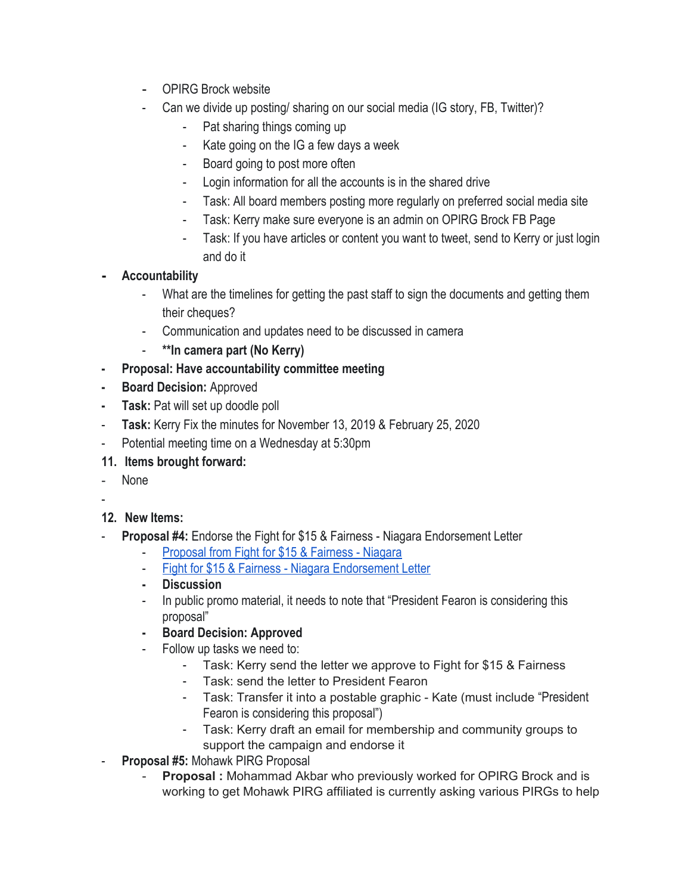- OPIRG Brock website
- Can we divide up posting/ sharing on our social media (IG story, FB, Twitter)?
    - Pat sharing things coming up
    - Kate going on the IG a few days a week
    - Board going to post more often
    - Login information for all the accounts is in the shared drive
    - Task: All board members posting more regularly on preferred social media site
    - Task: Kerry make sure everyone is an admin on OPIRG Brock FB Page
    - Task: If you have articles or content you want to tweet, send to Kerry or just login and do it

- **Accountability**
    - What are the timelines for getting the past staff to sign the documents and getting them their cheques?
    - Communication and updates need to be discussed in camera
    - **\*\*In camera part (No Kerry)**
- **Proposal: Have accountability committee meeting**
- **Board Decision:** Approved
- **Task:** Pat will set up doodle poll
- **Task:** Kerry Fix the minutes for November 13, 2019 & February 25, 2020
- Potential meeting time on a Wednesday at 5:30pm

**11. Items brought forward:**

- None
-

**12. New Items:**

- **Proposal #4:** Endorse the Fight for $15 & Fairness - Niagara Endorsement Letter
    - Proposal from Fight for $15 & Fairness - Niagara
    - Fight for $15 & Fairness - Niagara Endorsement Letter
    - **Discussion**
    - In public promo material, it needs to note that "President Fearon is considering this proposal"
    - **Board Decision: Approved**
    - Follow up tasks we need to:
        - Task: Kerry send the letter we approve to Fight for $15 & Fairness
        - Task: send the letter to President Fearon
        - Task: Transfer it into a postable graphic - Kate (must include "President Fearon is considering this proposal")
        - Task: Kerry draft an email for membership and community groups to support the campaign and endorse it
- **Proposal #5:** Mohawk PIRG Proposal
    - **Proposal :** Mohammad Akbar who previously worked for OPIRG Brock and is working to get Mohawk PIRG affiliated is currently asking various PIRGs to help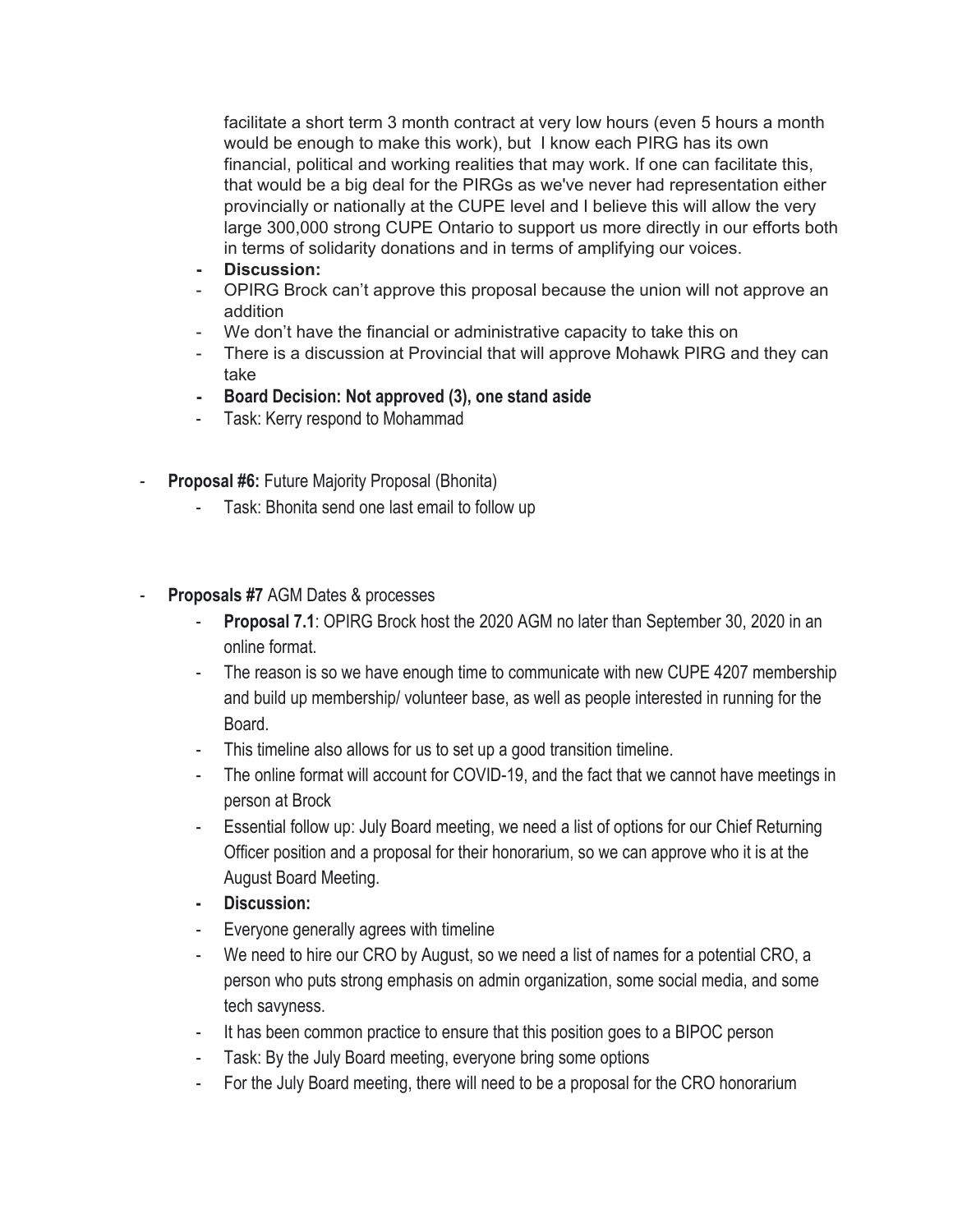facilitate a short term 3 month contract at very low hours (even 5 hours a month would be enough to make this work), but I know each PIRG has its own financial, political and working realities that may work. If one can facilitate this, that would be a big deal for the PIRGs as we've never had representation either provincially or nationally at the CUPE level and I believe this will allow the very large 300,000 strong CUPE Ontario to support us more directly in our efforts both in terms of solidarity donations and in terms of amplifying our voices.

- **Discussion:**
- OPIRG Brock can't approve this proposal because the union will not approve an addition
- We don't have the financial or administrative capacity to take this on
- There is a discussion at Provincial that will approve Mohawk PIRG and they can take
- **Board Decision: Not approved (3), one stand aside**
- Task: Kerry respond to Mohammad

- **Proposal #6:** Future Majority Proposal (Bhonita)
    - Task: Bhonita send one last email to follow up

- **Proposals #7** AGM Dates & processes
    - **Proposal 7.1**: OPIRG Brock host the 2020 AGM no later than September 30, 2020 in an online format.
    - The reason is so we have enough time to communicate with new CUPE 4207 membership and build up membership/ volunteer base, as well as people interested in running for the Board.
    - This timeline also allows for us to set up a good transition timeline.
    - The online format will account for COVID-19, and the fact that we cannot have meetings in person at Brock
    - Essential follow up: July Board meeting, we need a list of options for our Chief Returning Officer position and a proposal for their honorarium, so we can approve who it is at the August Board Meeting.
    - **Discussion:**
    - Everyone generally agrees with timeline
    - We need to hire our CRO by August, so we need a list of names for a potential CRO, a person who puts strong emphasis on admin organization, some social media, and some tech savyness.
    - It has been common practice to ensure that this position goes to a BIPOC person
    - Task: By the July Board meeting, everyone bring some options
    - For the July Board meeting, there will need to be a proposal for the CRO honorarium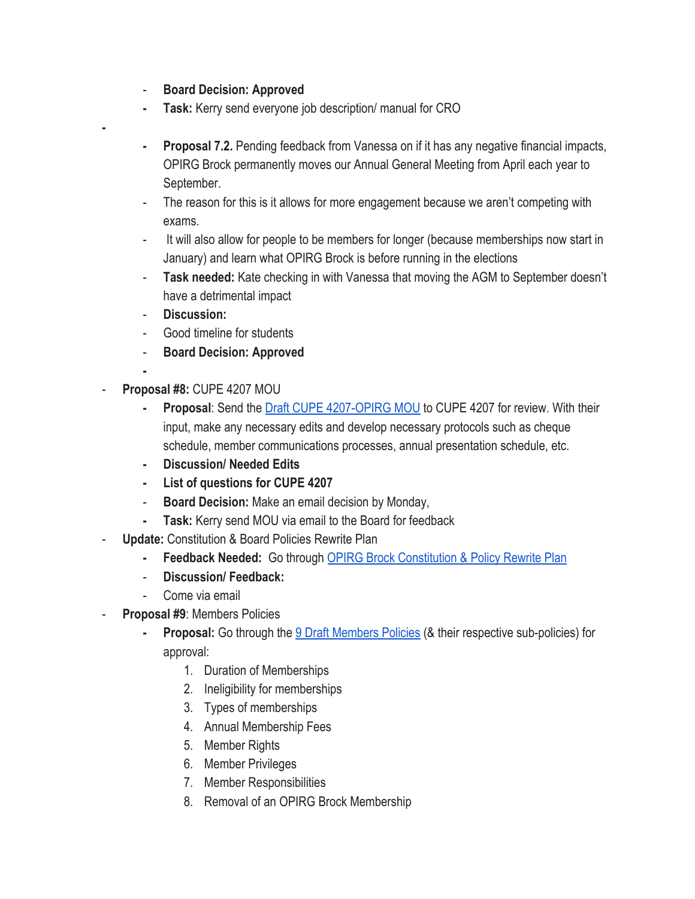- **Board Decision: Approved**
  - **Task:** Kerry send everyone job description/ manual for CRO
-
  - **Proposal 7.2.** Pending feedback from Vanessa on if it has any negative financial impacts, OPIRG Brock permanently moves our Annual General Meeting from April each year to September.
  - The reason for this is it allows for more engagement because we aren't competing with exams.
  - It will also allow for people to be members for longer (because memberships now start in January) and learn what OPIRG Brock is before running in the elections
  - **Task needed:** Kate checking in with Vanessa that moving the AGM to September doesn't have a detrimental impact
  - **Discussion:**
  - Good timeline for students
  - **Board Decision: Approved**
  -
- **Proposal #8:** CUPE 4207 MOU
  - **Proposal**: Send the Draft CUPE 4207-OPIRG MOU to CUPE 4207 for review. With their input, make any necessary edits and develop necessary protocols such as cheque schedule, member communications processes, annual presentation schedule, etc.
  - **Discussion/ Needed Edits**
  - **List of questions for CUPE 4207**
  - **Board Decision:** Make an email decision by Monday,
  - **Task:** Kerry send MOU via email to the Board for feedback
- **Update:** Constitution & Board Policies Rewrite Plan
  - **Feedback Needed:** Go through OPIRG Brock Constitution & Policy Rewrite Plan
  - **Discussion/ Feedback:**
  - Come via email
- **Proposal #9**: Members Policies
  - **Proposal:** Go through the 9 Draft Members Policies (& their respective sub-policies) for approval:
    1. Duration of Memberships
    2. Ineligibility for memberships
    3. Types of memberships
    4. Annual Membership Fees
    5. Member Rights
    6. Member Privileges
    7. Member Responsibilities
    8. Removal of an OPIRG Brock Membership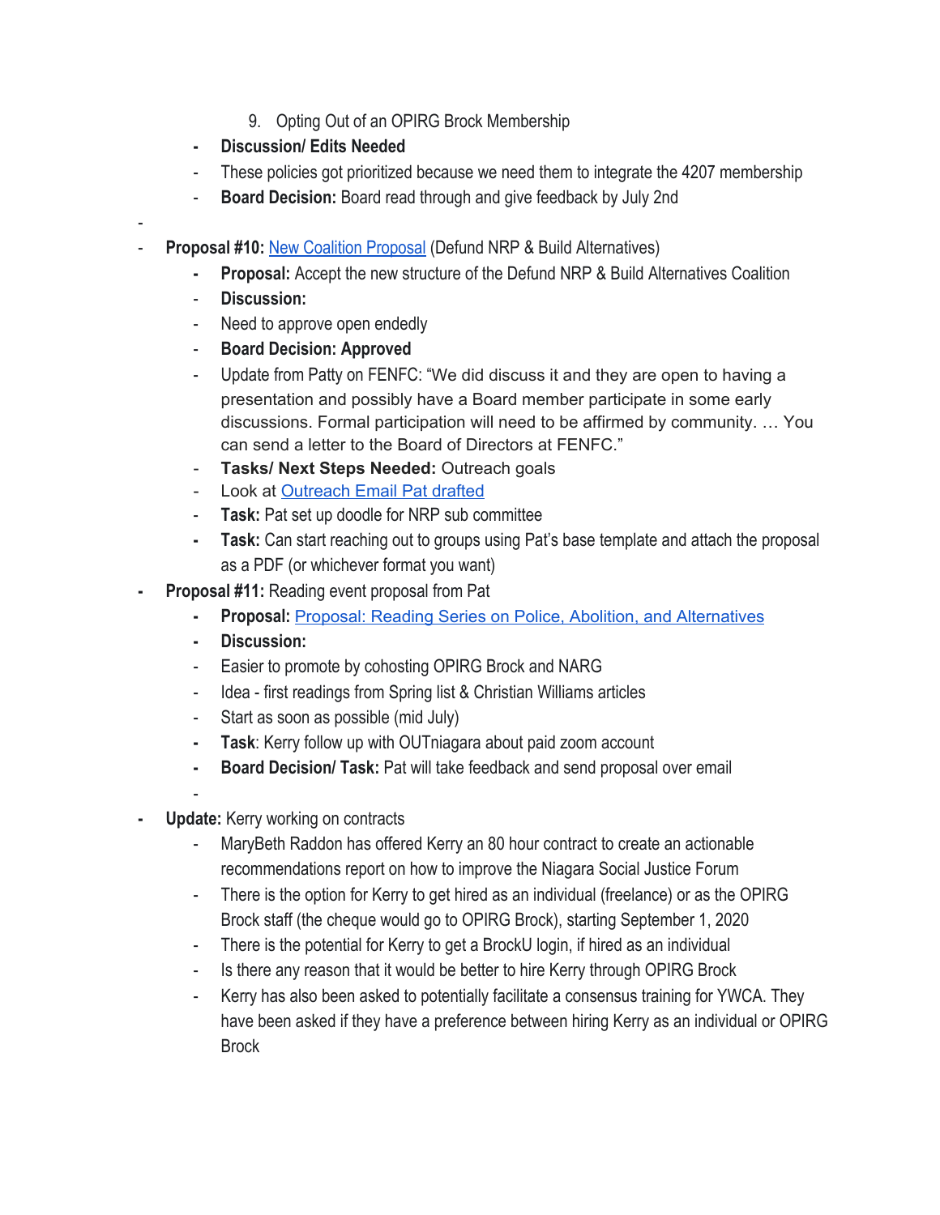9. Opting Out of an OPIRG Brock Membership

- **Discussion/ Edits Needed**
- These policies got prioritized because we need them to integrate the 4207 membership
- **Board Decision:** Board read through and give feedback by July 2nd

-

- **Proposal #10:** New Coalition Proposal (Defund NRP & Build Alternatives)
    - **Proposal:** Accept the new structure of the Defund NRP & Build Alternatives Coalition
    - **Discussion:**
    - Need to approve open endedly
    - **Board Decision: Approved**
    - Update from Patty on FENFC: "We did discuss it and they are open to having a presentation and possibly have a Board member participate in some early discussions. Formal participation will need to be affirmed by community. … You can send a letter to the Board of Directors at FENFC."
    - **Tasks/ Next Steps Needed:** Outreach goals
    - Look at Outreach Email Pat drafted
    - **Task:** Pat set up doodle for NRP sub committee
    - **Task:** Can start reaching out to groups using Pat's base template and attach the proposal as a PDF (or whichever format you want)
- **Proposal #11:** Reading event proposal from Pat
    - **Proposal:** Proposal: Reading Series on Police, Abolition, and Alternatives
    - **Discussion:**
    - Easier to promote by cohosting OPIRG Brock and NARG
    - Idea - first readings from Spring list & Christian Williams articles
    - Start as soon as possible (mid July)
    - **Task**: Kerry follow up with OUTniagara about paid zoom account
    - **Board Decision/ Task:** Pat will take feedback and send proposal over email
    -
- **Update:** Kerry working on contracts
    - MaryBeth Raddon has offered Kerry an 80 hour contract to create an actionable recommendations report on how to improve the Niagara Social Justice Forum
    - There is the option for Kerry to get hired as an individual (freelance) or as the OPIRG Brock staff (the cheque would go to OPIRG Brock), starting September 1, 2020
    - There is the potential for Kerry to get a BrockU login, if hired as an individual
    - Is there any reason that it would be better to hire Kerry through OPIRG Brock
    - Kerry has also been asked to potentially facilitate a consensus training for YWCA. They have been asked if they have a preference between hiring Kerry as an individual or OPIRG Brock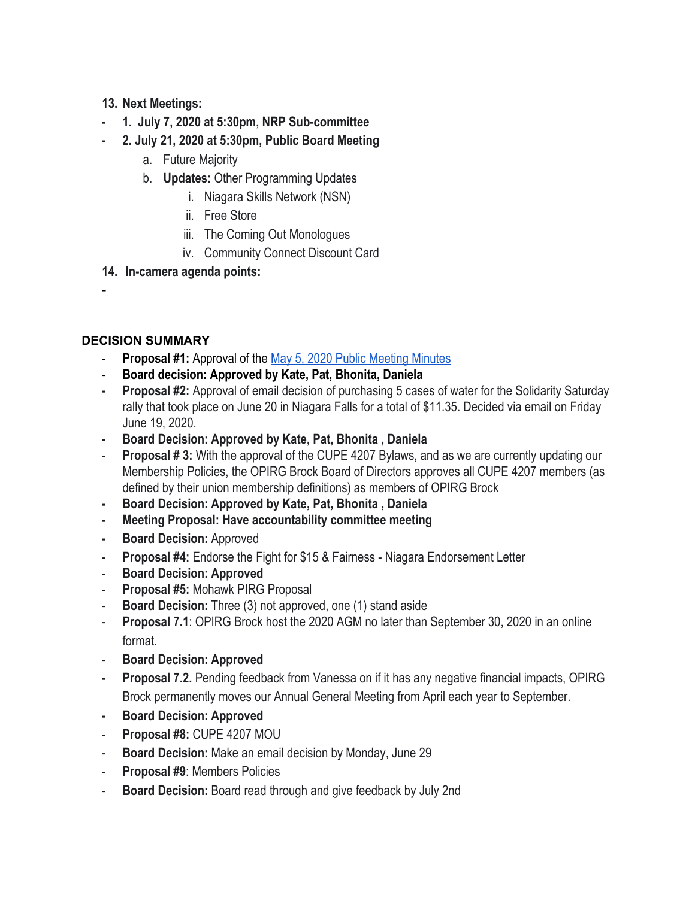13. **Next Meetings:**

- **1. July 7, 2020 at 5:30pm, NRP Sub-committee**
- **2. July 21, 2020 at 5:30pm, Public Board Meeting**
    - a. Future Majority
    - b. **Updates:** Other Programming Updates
        - i. Niagara Skills Network (NSN)
        - ii. Free Store
        - iii. The Coming Out Monologues
        - iv. Community Connect Discount Card

14. **In-camera agenda points:**

-

**DECISION SUMMARY**

- **Proposal #1:** Approval of the [May 5, 2020 Public Meeting Minutes]
- **Board decision: Approved by Kate, Pat, Bhonita, Daniela**
- **Proposal #2:** Approval of email decision of purchasing 5 cases of water for the Solidarity Saturday rally that took place on June 20 in Niagara Falls for a total of $11.35. Decided via email on Friday June 19, 2020.
- **Board Decision: Approved by Kate, Pat, Bhonita , Daniela**
- **Proposal # 3:** With the approval of the CUPE 4207 Bylaws, and as we are currently updating our Membership Policies, the OPIRG Brock Board of Directors approves all CUPE 4207 members (as defined by their union membership definitions) as members of OPIRG Brock
- **Board Decision: Approved by Kate, Pat, Bhonita , Daniela**
- **Meeting Proposal: Have accountability committee meeting**
- **Board Decision:** Approved
- **Proposal #4:** Endorse the Fight for $15 & Fairness - Niagara Endorsement Letter
- **Board Decision: Approved**
- **Proposal #5:** Mohawk PIRG Proposal
- **Board Decision:** Three (3) not approved, one (1) stand aside
- **Proposal 7.1**: OPIRG Brock host the 2020 AGM no later than September 30, 2020 in an online format.
- **Board Decision: Approved**
- **Proposal 7.2.** Pending feedback from Vanessa on if it has any negative financial impacts, OPIRG Brock permanently moves our Annual General Meeting from April each year to September.
- **Board Decision: Approved**
- **Proposal #8:** CUPE 4207 MOU
- **Board Decision:** Make an email decision by Monday, June 29
- **Proposal #9**: Members Policies
- **Board Decision:** Board read through and give feedback by July 2nd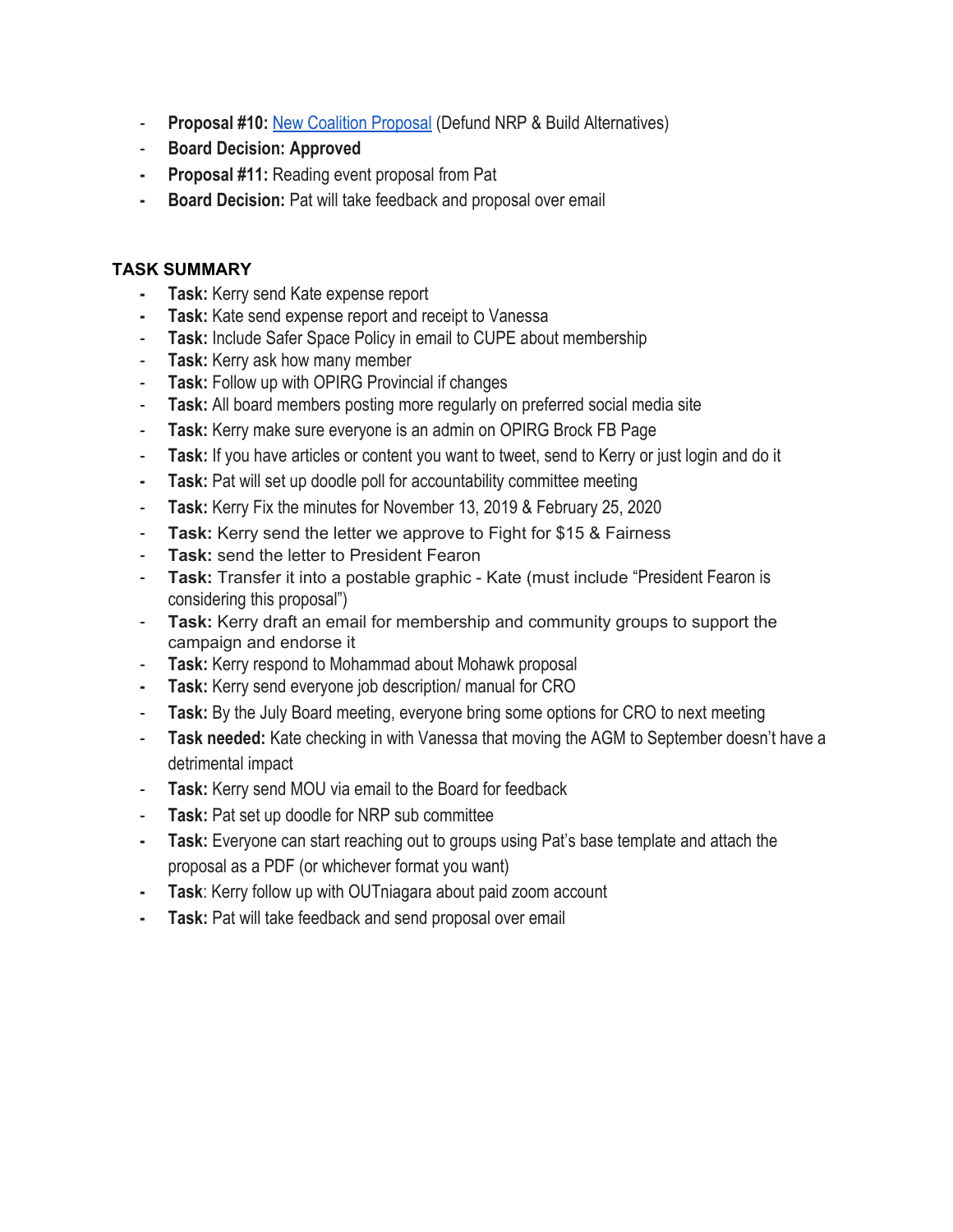- **Proposal #10:** [New Coalition Proposal] (Defund NRP & Build Alternatives)
- **Board Decision: Approved**
- **Proposal #11:** Reading event proposal from Pat
- **Board Decision:** Pat will take feedback and proposal over email

**TASK SUMMARY**

- **Task:** Kerry send Kate expense report
- **Task:** Kate send expense report and receipt to Vanessa
- **Task:** Include Safer Space Policy in email to CUPE about membership
- **Task:** Kerry ask how many member
- **Task:** Follow up with OPIRG Provincial if changes
- **Task:** All board members posting more regularly on preferred social media site
- **Task:** Kerry make sure everyone is an admin on OPIRG Brock FB Page
- **Task:** If you have articles or content you want to tweet, send to Kerry or just login and do it
- **Task:** Pat will set up doodle poll for accountability committee meeting
- **Task:** Kerry Fix the minutes for November 13, 2019 & February 25, 2020
- **Task:** Kerry send the letter we approve to Fight for $15 & Fairness
- **Task:** send the letter to President Fearon
- **Task:** Transfer it into a postable graphic - Kate (must include "President Fearon is considering this proposal")
- **Task:** Kerry draft an email for membership and community groups to support the campaign and endorse it
- **Task:** Kerry respond to Mohammad about Mohawk proposal
- **Task:** Kerry send everyone job description/ manual for CRO
- **Task:** By the July Board meeting, everyone bring some options for CRO to next meeting
- **Task needed:** Kate checking in with Vanessa that moving the AGM to September doesn't have a detrimental impact
- **Task:** Kerry send MOU via email to the Board for feedback
- **Task:** Pat set up doodle for NRP sub committee
- **Task:** Everyone can start reaching out to groups using Pat's base template and attach the proposal as a PDF (or whichever format you want)
- **Task**: Kerry follow up with OUTniagara about paid zoom account
- **Task:** Pat will take feedback and send proposal over email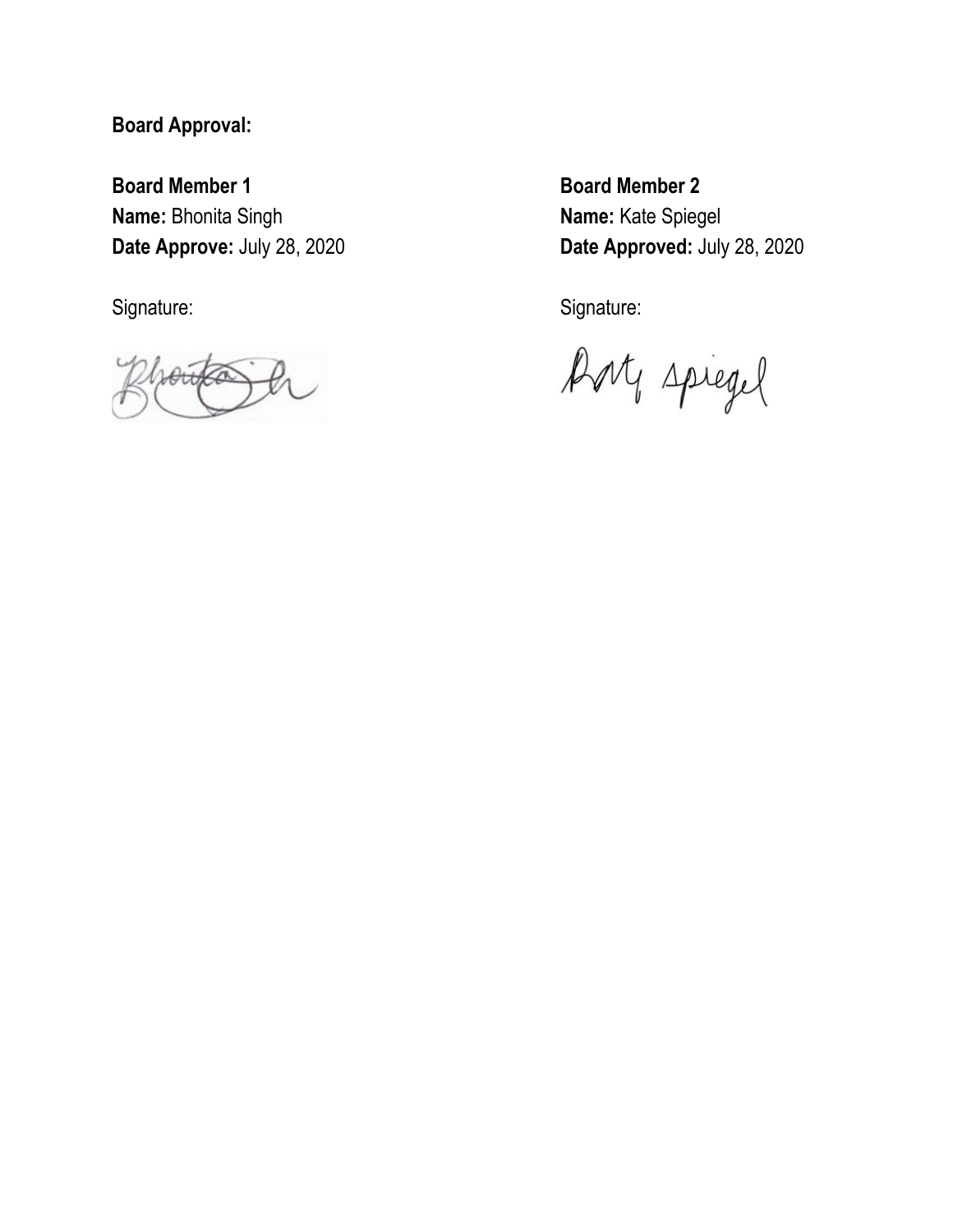**Board Approval:**

**Board Member 1**
**Name:** Bhonita Singh
**Date Approve:** July 28, 2020

Signature:

**Board Member 2**
**Name:** Kate Spiegel
**Date Approved:** July 28, 2020

Signature: